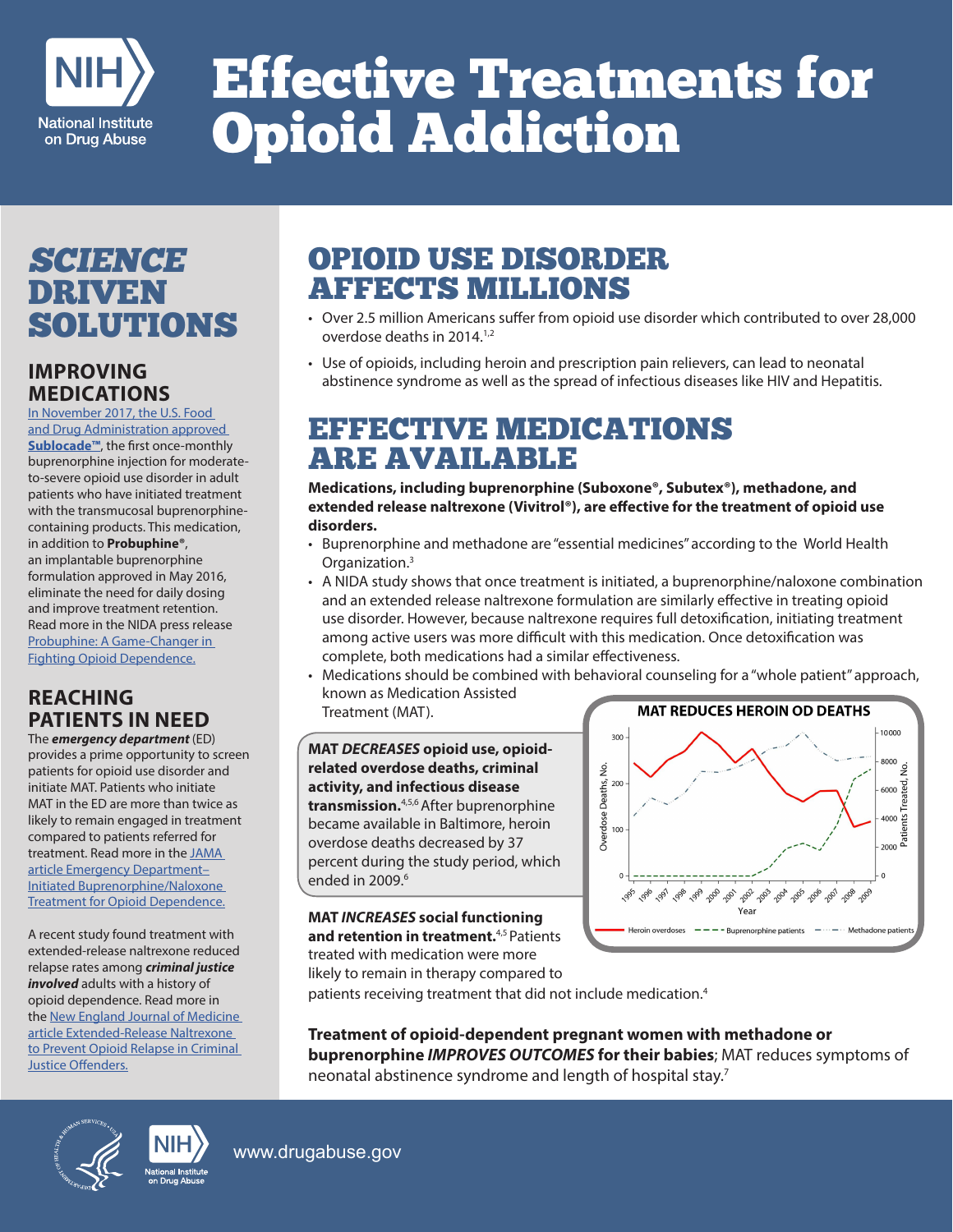# Effective Treatments for Opioid Addiction

## SCIENCE DRIVEN SOLUTIONS

### IMPROVING MEDICATIONS

In November 2017, the U.S. Food and Drug Administration approved **Sublocade™**, the first once-monthly buprenorphine injection for moderate-to-severe opioid use disorder in adult patients who have initiated treatment with the transmucosal buprenorphine-containing products. This medication, in addition to **Probuphine®**, an implantable buprenorphine formulation approved in May 2016, eliminate the need for daily dosing and improve treatment retention. Read more in the NIDA press release Probuphine: A Game-Changer in Fighting Opioid Dependence.

### REACHING PATIENTS IN NEED

The ***emergency department*** (ED) provides a prime opportunity to screen patients for opioid use disorder and initiate MAT. Patients who initiate MAT in the ED are more than twice as likely to remain engaged in treatment compared to patients referred for treatment. Read more in the JAMA article Emergency Department–Initiated Buprenorphine/Naloxone Treatment for Opioid Dependence.

A recent study found treatment with extended-release naltrexone reduced relapse rates among ***criminal justice involved*** adults with a history of opioid dependence. Read more in the New England Journal of Medicine article Extended-Release Naltrexone to Prevent Opioid Relapse in Criminal Justice Offenders.

## OPIOID USE DISORDER AFFECTS MILLIONS

- Over 2.5 million Americans suffer from opioid use disorder which contributed to over 28,000 overdose deaths in 2014.[1,2]
- Use of opioids, including heroin and prescription pain relievers, can lead to neonatal abstinence syndrome as well as the spread of infectious diseases like HIV and Hepatitis.

## EFFECTIVE MEDICATIONS ARE AVAILABLE

**Medications, including buprenorphine (Suboxone®, Subutex®), methadone, and extended release naltrexone (Vivitrol®), are effective for the treatment of opioid use disorders.**

- Buprenorphine and methadone are "essential medicines" according to the World Health Organization.[3]
- A NIDA study shows that once treatment is initiated, a buprenorphine/naloxone combination and an extended release naltrexone formulation are similarly effective in treating opioid use disorder. However, because naltrexone requires full detoxification, initiating treatment among active users was more difficult with this medication. Once detoxification was complete, both medications had a similar effectiveness.
- Medications should be combined with behavioral counseling for a "whole patient" approach, known as Medication Assisted Treatment (MAT).

**MAT *DECREASES* opioid use, opioid-related overdose deaths, criminal activity, and infectious disease transmission.**[4,5,6] After buprenorphine became available in Baltimore, heroin overdose deaths decreased by 37 percent during the study period, which ended in 2009.[6]

**MAT REDUCES HEROIN OD DEATHS**

(Chart: Overdose Deaths, No. and Patients Treated, No. by Year, 1995–2009. Legend: Heroin overdoses; Buprenorphine patients; Methadone patients)

**MAT *INCREASES* social functioning and retention in treatment.**[4,5] Patients treated with medication were more likely to remain in therapy compared to patients receiving treatment that did not include medication.[4]

**Treatment of opioid-dependent pregnant women with methadone or buprenorphine *IMPROVES OUTCOMES* for their babies**; MAT reduces symptoms of neonatal abstinence syndrome and length of hospital stay.[7]

www.drugabuse.gov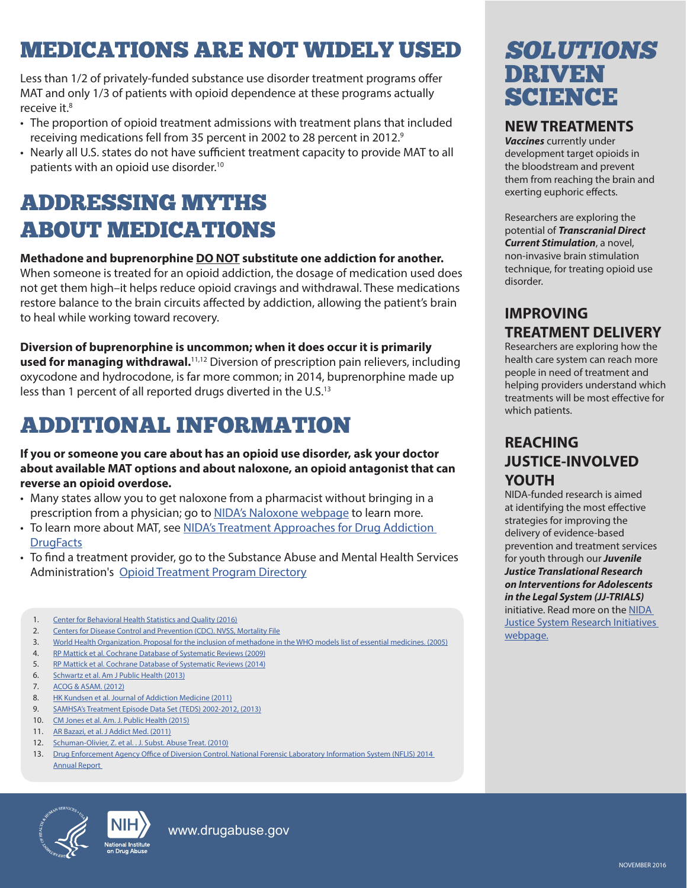# MEDICATIONS ARE NOT WIDELY USED

Less than 1/2 of privately-funded substance use disorder treatment programs offer MAT and only 1/3 of patients with opioid dependence at these programs actually receive it.[8]

- The proportion of opioid treatment admissions with treatment plans that included receiving medications fell from 35 percent in 2002 to 28 percent in 2012.[9]
- Nearly all U.S. states do not have sufficient treatment capacity to provide MAT to all patients with an opioid use disorder.[10]

# ADDRESSING MYTHS ABOUT MEDICATIONS

**Methadone and buprenorphine DO NOT substitute one addiction for another.** When someone is treated for an opioid addiction, the dosage of medication used does not get them high–it helps reduce opioid cravings and withdrawal. These medications restore balance to the brain circuits affected by addiction, allowing the patient's brain to heal while working toward recovery.

**Diversion of buprenorphine is uncommon; when it does occur it is primarily used for managing withdrawal.**[11,12] Diversion of prescription pain relievers, including oxycodone and hydrocodone, is far more common; in 2014, buprenorphine made up less than 1 percent of all reported drugs diverted in the U.S.[13]

# ADDITIONAL INFORMATION

**If you or someone you care about has an opioid use disorder, ask your doctor about available MAT options and about naloxone, an opioid antagonist that can reverse an opioid overdose.**

- Many states allow you to get naloxone from a pharmacist without bringing in a prescription from a physician; go to NIDA's Naloxone webpage to learn more.
- To learn more about MAT, see NIDA's Treatment Approaches for Drug Addiction DrugFacts
- To find a treatment provider, go to the Substance Abuse and Mental Health Services Administration's Opioid Treatment Program Directory

1. Center for Behavioral Health Statistics and Quality (2016)
2. Centers for Disease Control and Prevention (CDC). NVSS, Mortality File
3. World Health Organization. Proposal for the inclusion of methadone in the WHO models list of essential medicines. (2005)
4. RP Mattick et al. Cochrane Database of Systematic Reviews (2009)
5. RP Mattick et al. Cochrane Database of Systematic Reviews (2014)
6. Schwartz et al. Am J Public Health (2013)
7. ACOG & ASAM. (2012)
8. HK Kundsen et al. Journal of Addiction Medicine (2011)
9. SAMHSA's Treatment Episode Data Set (TEDS) 2002-2012, (2013)
10. CM Jones et al. Am. J. Public Health (2015)
11. AR Bazazi, et al. J Addict Med. (2011)
12. Schuman-Olivier, Z. et al. . J. Subst. Abuse Treat. (2010)
13. Drug Enforcement Agency Office of Diversion Control. National Forensic Laboratory Information System (NFLIS) 2014 Annual Report

# *SOLUTIONS* DRIVEN SCIENCE

## NEW TREATMENTS

***Vaccines*** currently under development target opioids in the bloodstream and prevent them from reaching the brain and exerting euphoric effects.

Researchers are exploring the potential of ***Transcranial Direct Current Stimulation***, a novel, non-invasive brain stimulation technique, for treating opioid use disorder.

## IMPROVING TREATMENT DELIVERY

Researchers are exploring how the health care system can reach more people in need of treatment and helping providers understand which treatments will be most effective for which patients.

## REACHING JUSTICE-INVOLVED YOUTH

NIDA-funded research is aimed at identifying the most effective strategies for improving the delivery of evidence-based prevention and treatment services for youth through our ***Juvenile Justice Translational Research on Interventions for Adolescents in the Legal System (JJ-TRIALS)*** initiative. Read more on the NIDA Justice System Research Initiatives webpage.

www.drugabuse.gov

NOVEMBER 2016